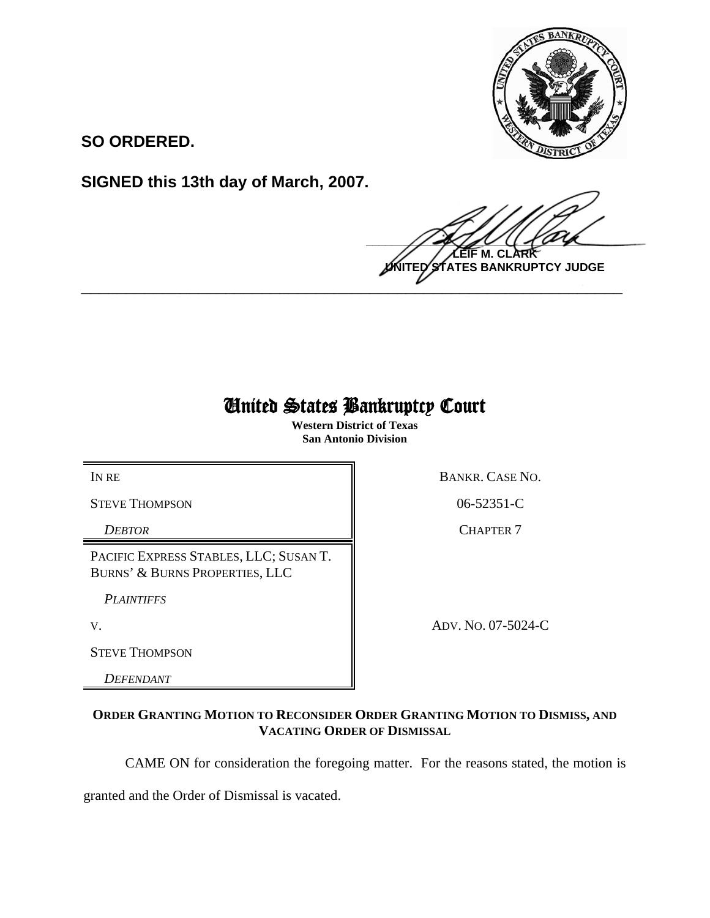**SO ORDERED.**

**SIGNED this 13th day of March, 2007.**

**LEIF M. CLARK**
**UNITED STATES BANKRUPTCY JUDGE**

---

# United States Bankruptcy Court

**Western District of Texas**
**San Antonio Division**

| | |
|---|---|
| IN RE | BANKR. CASE NO. |
| STEVE THOMPSON | 06-52351-C |
| *DEBTOR* | CHAPTER 7 |
| PACIFIC EXPRESS STABLES, LLC; SUSAN T. BURNS' & BURNS PROPERTIES, LLC | |
| *PLAINTIFFS* | |
| V. | ADV. NO. 07-5024-C |
| STEVE THOMPSON | |
| *DEFENDANT* | |

**ORDER GRANTING MOTION TO RECONSIDER ORDER GRANTING MOTION TO DISMISS, AND VACATING ORDER OF DISMISSAL**

CAME ON for consideration the foregoing matter. For the reasons stated, the motion is granted and the Order of Dismissal is vacated.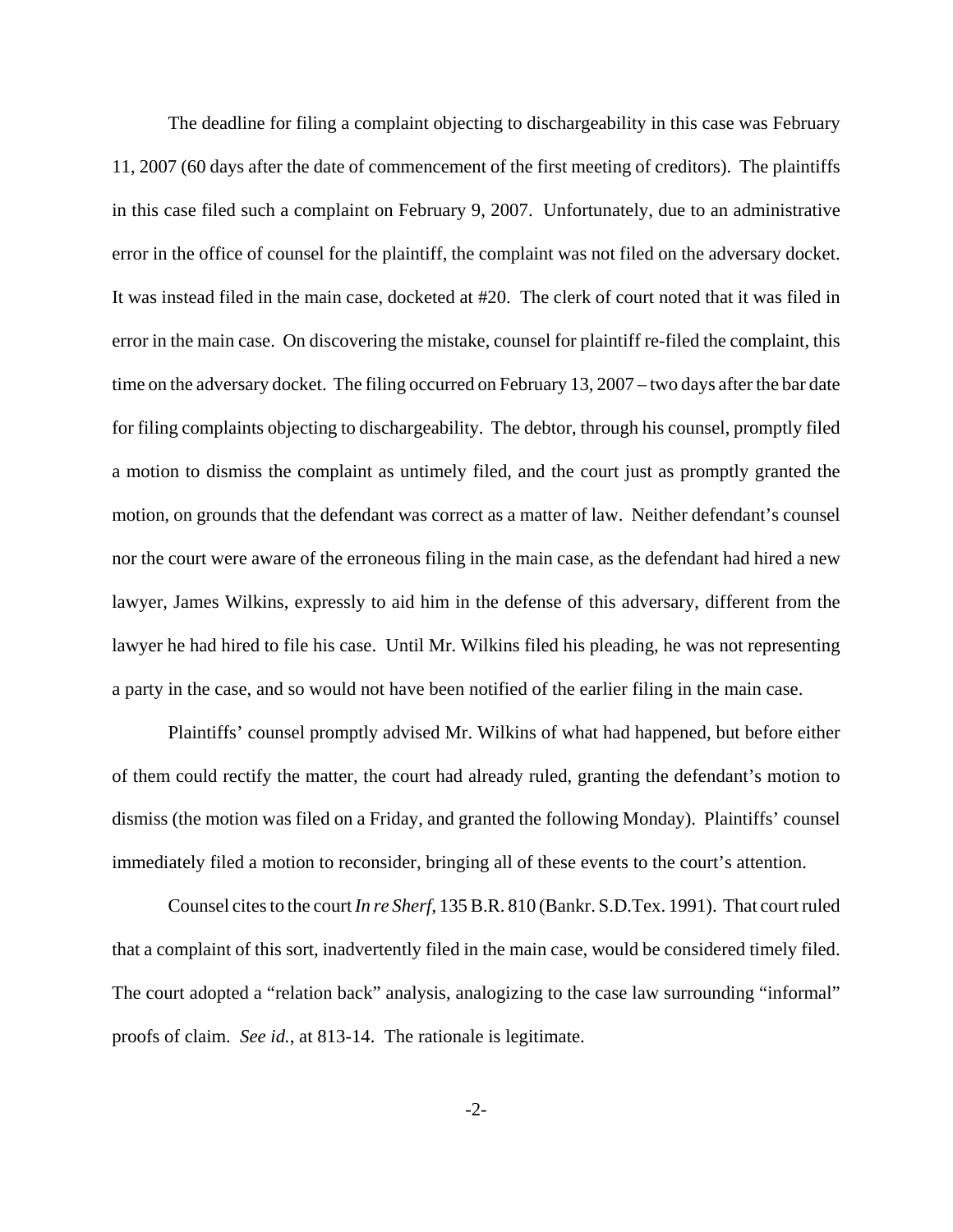The deadline for filing a complaint objecting to dischargeability in this case was February 11, 2007 (60 days after the date of commencement of the first meeting of creditors). The plaintiffs in this case filed such a complaint on February 9, 2007. Unfortunately, due to an administrative error in the office of counsel for the plaintiff, the complaint was not filed on the adversary docket. It was instead filed in the main case, docketed at #20. The clerk of court noted that it was filed in error in the main case. On discovering the mistake, counsel for plaintiff re-filed the complaint, this time on the adversary docket. The filing occurred on February 13, 2007 – two days after the bar date for filing complaints objecting to dischargeability. The debtor, through his counsel, promptly filed a motion to dismiss the complaint as untimely filed, and the court just as promptly granted the motion, on grounds that the defendant was correct as a matter of law. Neither defendant's counsel nor the court were aware of the erroneous filing in the main case, as the defendant had hired a new lawyer, James Wilkins, expressly to aid him in the defense of this adversary, different from the lawyer he had hired to file his case. Until Mr. Wilkins filed his pleading, he was not representing a party in the case, and so would not have been notified of the earlier filing in the main case.

Plaintiffs' counsel promptly advised Mr. Wilkins of what had happened, but before either of them could rectify the matter, the court had already ruled, granting the defendant's motion to dismiss (the motion was filed on a Friday, and granted the following Monday). Plaintiffs' counsel immediately filed a motion to reconsider, bringing all of these events to the court's attention.

Counsel cites to the court *In re Sherf*, 135 B.R. 810 (Bankr. S.D.Tex. 1991). That court ruled that a complaint of this sort, inadvertently filed in the main case, would be considered timely filed. The court adopted a "relation back" analysis, analogizing to the case law surrounding "informal" proofs of claim. *See id.*, at 813-14. The rationale is legitimate.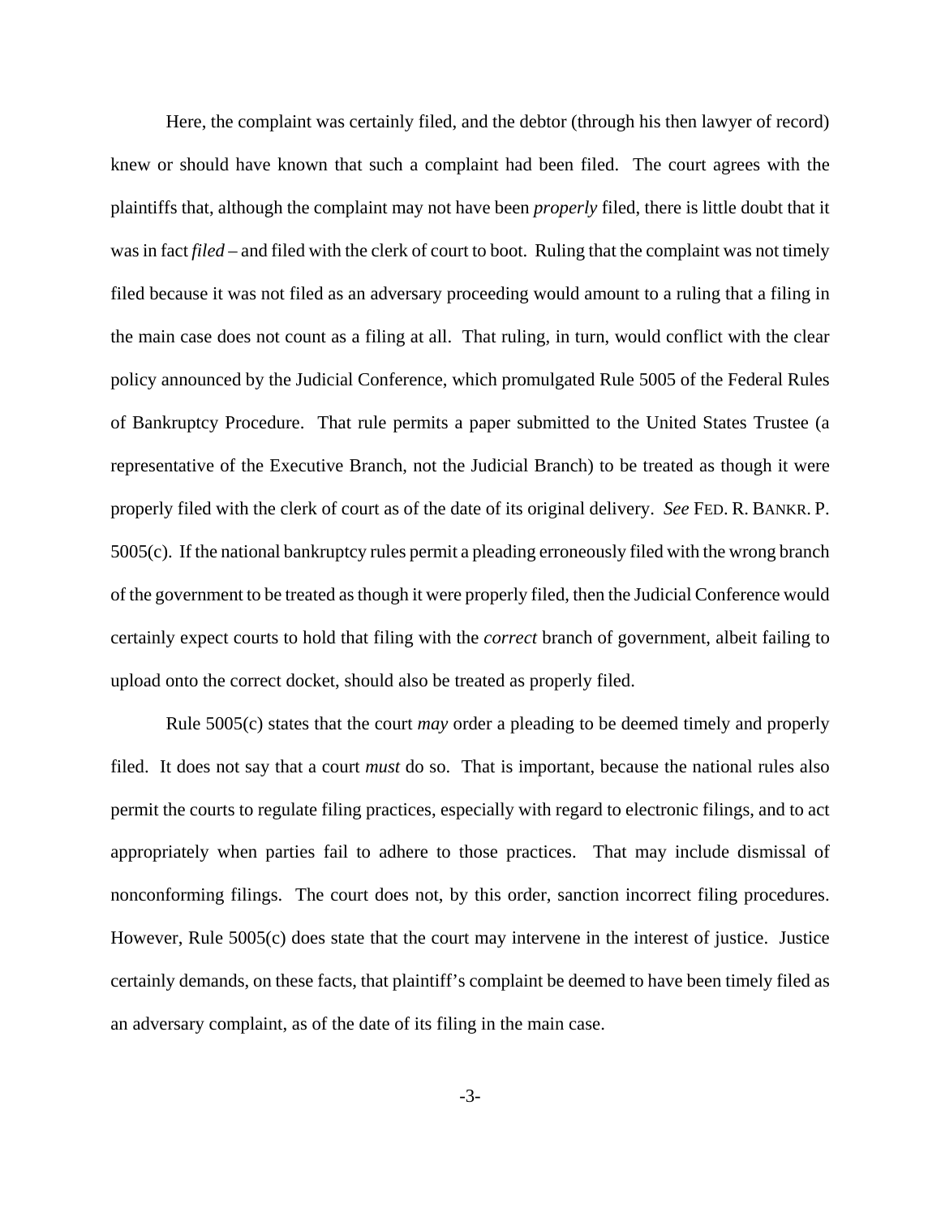Here, the complaint was certainly filed, and the debtor (through his then lawyer of record) knew or should have known that such a complaint had been filed. The court agrees with the plaintiffs that, although the complaint may not have been *properly* filed, there is little doubt that it was in fact *filed* – and filed with the clerk of court to boot. Ruling that the complaint was not timely filed because it was not filed as an adversary proceeding would amount to a ruling that a filing in the main case does not count as a filing at all. That ruling, in turn, would conflict with the clear policy announced by the Judicial Conference, which promulgated Rule 5005 of the Federal Rules of Bankruptcy Procedure. That rule permits a paper submitted to the United States Trustee (a representative of the Executive Branch, not the Judicial Branch) to be treated as though it were properly filed with the clerk of court as of the date of its original delivery. *See* FED. R. BANKR. P. 5005(c). If the national bankruptcy rules permit a pleading erroneously filed with the wrong branch of the government to be treated as though it were properly filed, then the Judicial Conference would certainly expect courts to hold that filing with the *correct* branch of government, albeit failing to upload onto the correct docket, should also be treated as properly filed.

Rule 5005(c) states that the court *may* order a pleading to be deemed timely and properly filed. It does not say that a court *must* do so. That is important, because the national rules also permit the courts to regulate filing practices, especially with regard to electronic filings, and to act appropriately when parties fail to adhere to those practices. That may include dismissal of nonconforming filings. The court does not, by this order, sanction incorrect filing procedures. However, Rule 5005(c) does state that the court may intervene in the interest of justice. Justice certainly demands, on these facts, that plaintiff's complaint be deemed to have been timely filed as an adversary complaint, as of the date of its filing in the main case.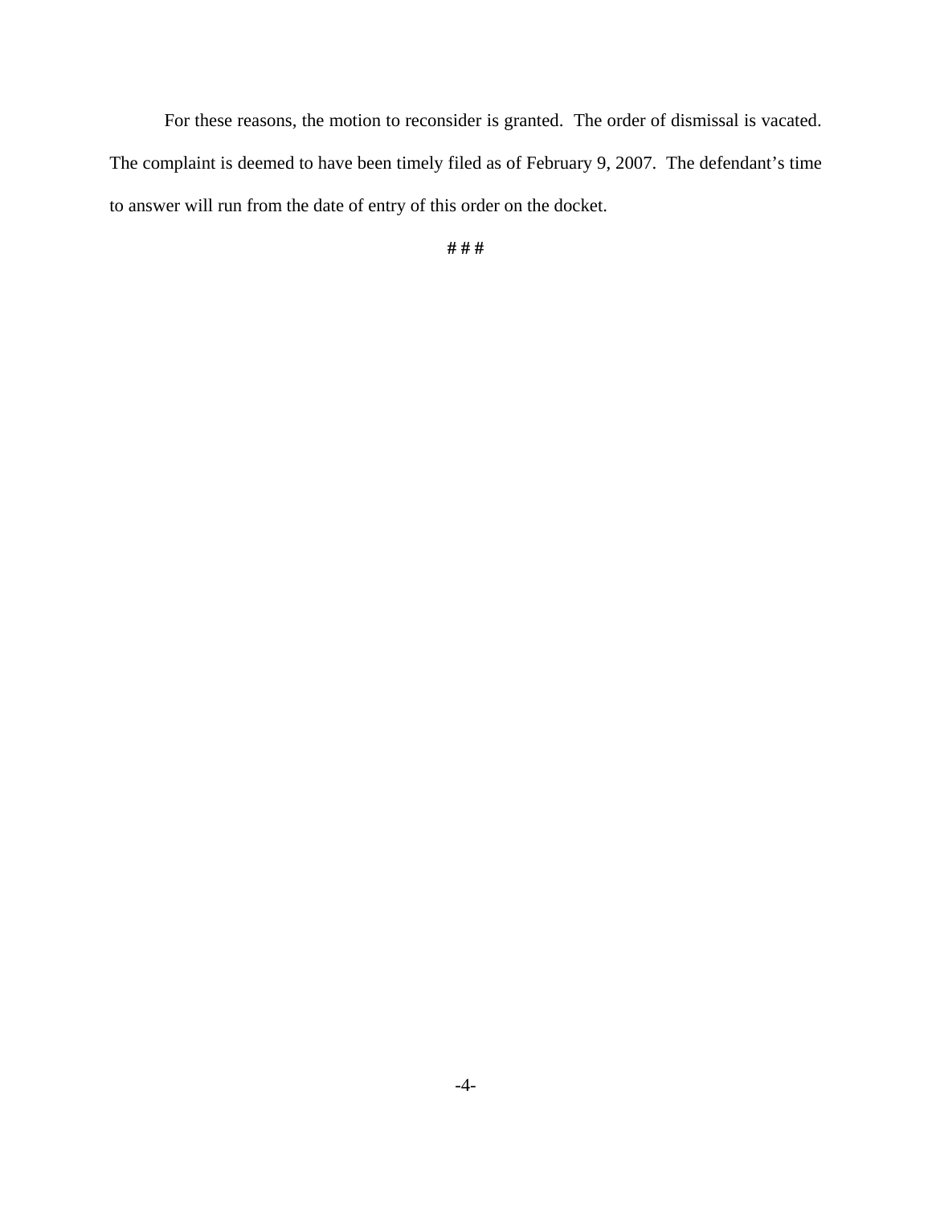For these reasons, the motion to reconsider is granted. The order of dismissal is vacated. The complaint is deemed to have been timely filed as of February 9, 2007. The defendant's time to answer will run from the date of entry of this order on the docket.

# # #